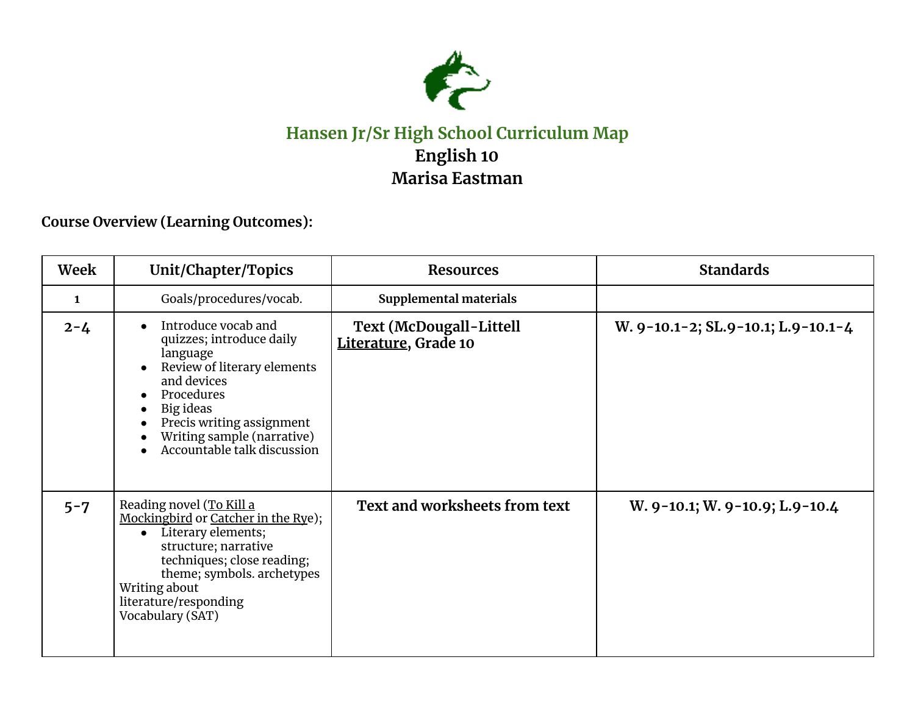# Hansen Jr/Sr High School Curriculum Map

## English 10

## Marisa Eastman

**Course Overview (Learning Outcomes):**

| Week | Unit/Chapter/Topics | Resources | Standards |
|---|---|---|---|
| 1 | Goals/procedures/vocab. | **Supplemental materials** | |
| **2-4** | • Introduce vocab and quizzes; introduce daily language<br>• Review of literary elements and devices<br>• Procedures<br>• Big ideas<br>• Precis writing assignment<br>• Writing sample (narrative)<br>• Accountable talk discussion | **Text (McDougall-Littell Literature, Grade 10** | **W. 9-10.1-2; SL.9-10.1; L.9-10.1-4** |
| **5-7** | Reading novel (To Kill a Mockingbird or Catcher in the Rye);<br>• Literary elements; structure; narrative techniques; close reading; theme; symbols. archetypes<br>Writing about literature/responding<br>Vocabulary (SAT) | **Text and worksheets from text** | **W. 9-10.1; W. 9-10.9; L.9-10.4** |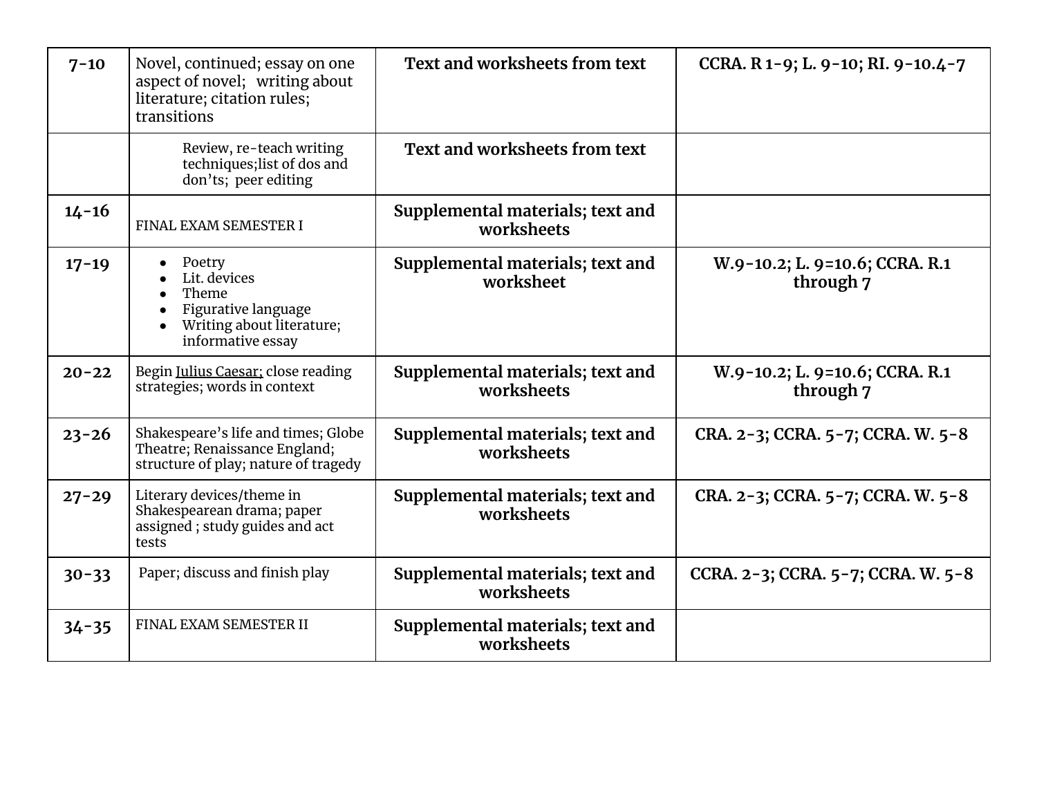| | | | |
|---|---|---|---|
| **7-10** | Novel, continued; essay on one aspect of novel; writing about literature; citation rules; transitions | **Text and worksheets from text** | **CCRA. R 1-9; L. 9-10; RI. 9-10.4-7** |
| | Review, re-teach writing techniques;list of dos and don'ts; peer editing | **Text and worksheets from text** | |
| **14-16** | FINAL EXAM SEMESTER I | **Supplemental materials; text and worksheets** | |
| **17-19** | • Poetry<br>• Lit. devices<br>• Theme<br>• Figurative language<br>• Writing about literature; informative essay | **Supplemental materials; text and worksheet** | **W.9-10.2; L. 9=10.6; CCRA. R.1 through 7** |
| **20-22** | Begin Julius Caesar; close reading strategies; words in context | **Supplemental materials; text and worksheets** | **W.9-10.2; L. 9=10.6; CCRA. R.1 through 7** |
| **23-26** | Shakespeare's life and times; Globe Theatre; Renaissance England; structure of play; nature of tragedy | **Supplemental materials; text and worksheets** | **CRA. 2-3; CCRA. 5-7; CCRA. W. 5-8** |
| **27-29** | Literary devices/theme in Shakespearean drama; paper assigned ; study guides and act tests | **Supplemental materials; text and worksheets** | **CRA. 2-3; CCRA. 5-7; CCRA. W. 5-8** |
| **30-33** | Paper; discuss and finish play | **Supplemental materials; text and worksheets** | **CCRA. 2-3; CCRA. 5-7; CCRA. W. 5-8** |
| **34-35** | FINAL EXAM SEMESTER II | **Supplemental materials; text and worksheets** | |